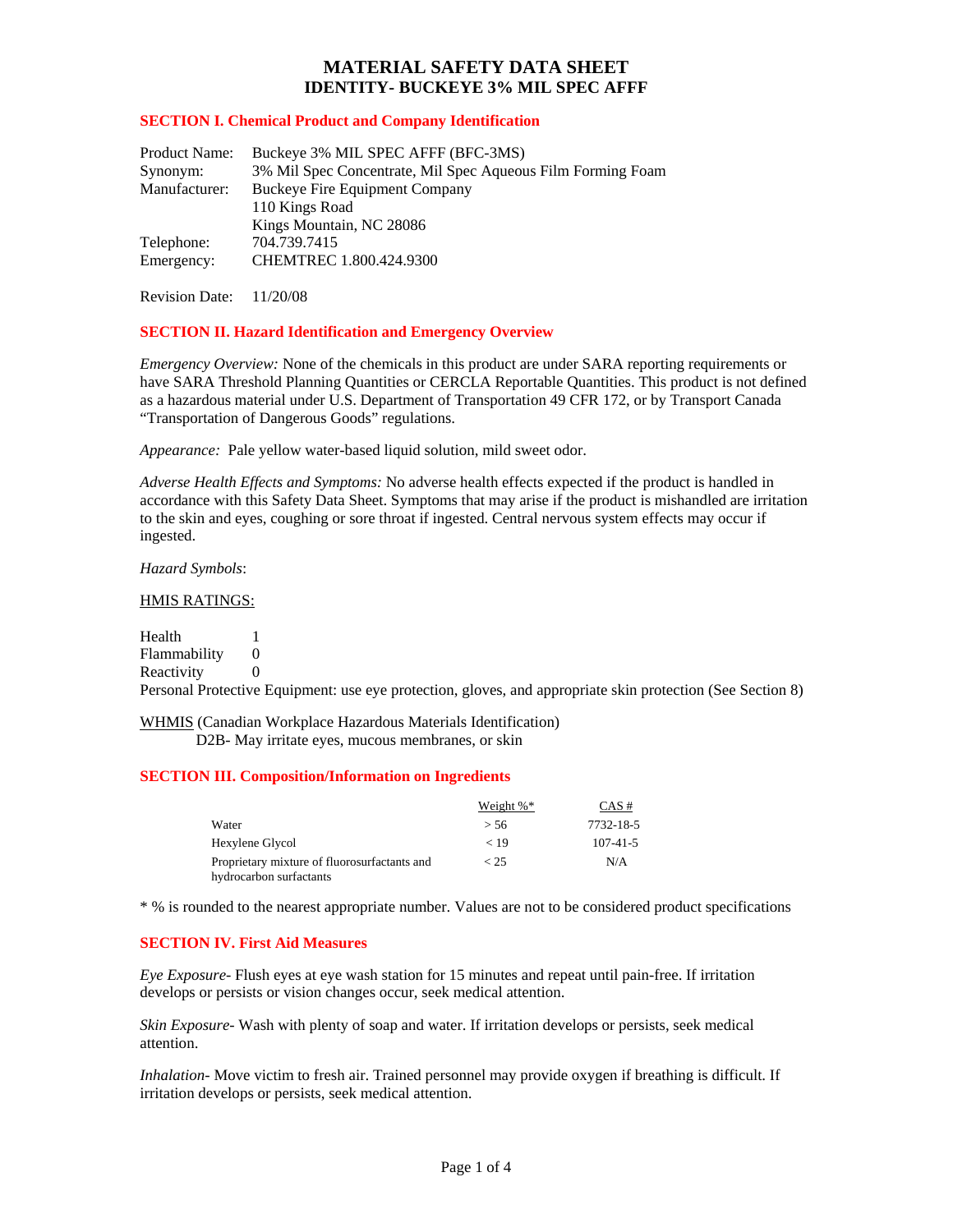# MATERIAL SAFETY DATA SHEET
## IDENTITY- BUCKEYE 3% MIL SPEC AFFF

### SECTION I. Chemical Product and Company Identification

| | |
|---|---|
| Product Name: | Buckeye 3% MIL SPEC AFFF (BFC-3MS) |
| Synonym: | 3% Mil Spec Concentrate, Mil Spec Aqueous Film Forming Foam |
| Manufacturer: | Buckeye Fire Equipment Company<br>110 Kings Road<br>Kings Mountain, NC 28086 |
| Telephone: | 704.739.7415 |
| Emergency: | CHEMTREC 1.800.424.9300 |

Revision Date: 11/20/08

### SECTION II. Hazard Identification and Emergency Overview

*Emergency Overview:* None of the chemicals in this product are under SARA reporting requirements or have SARA Threshold Planning Quantities or CERCLA Reportable Quantities. This product is not defined as a hazardous material under U.S. Department of Transportation 49 CFR 172, or by Transport Canada "Transportation of Dangerous Goods" regulations.

*Appearance:* Pale yellow water-based liquid solution, mild sweet odor.

*Adverse Health Effects and Symptoms:* No adverse health effects expected if the product is handled in accordance with this Safety Data Sheet. Symptoms that may arise if the product is mishandled are irritation to the skin and eyes, coughing or sore throat if ingested. Central nervous system effects may occur if ingested.

*Hazard Symbols*:

HMIS RATINGS:

Health 1
Flammability 0
Reactivity 0
Personal Protective Equipment: use eye protection, gloves, and appropriate skin protection (See Section 8)

WHMIS (Canadian Workplace Hazardous Materials Identification)
D2B- May irritate eyes, mucous membranes, or skin

### SECTION III. Composition/Information on Ingredients

| | Weight %* | CAS # |
|---|---|---|
| Water | > 56 | 7732-18-5 |
| Hexylene Glycol | < 19 | 107-41-5 |
| Proprietary mixture of fluorosurfactants and hydrocarbon surfactants | < 25 | N/A |

* % is rounded to the nearest appropriate number. Values are not to be considered product specifications

### SECTION IV. First Aid Measures

*Eye Exposure*- Flush eyes at eye wash station for 15 minutes and repeat until pain-free. If irritation develops or persists or vision changes occur, seek medical attention.

*Skin Exposure*- Wash with plenty of soap and water. If irritation develops or persists, seek medical attention.

*Inhalation*- Move victim to fresh air. Trained personnel may provide oxygen if breathing is difficult. If irritation develops or persists, seek medical attention.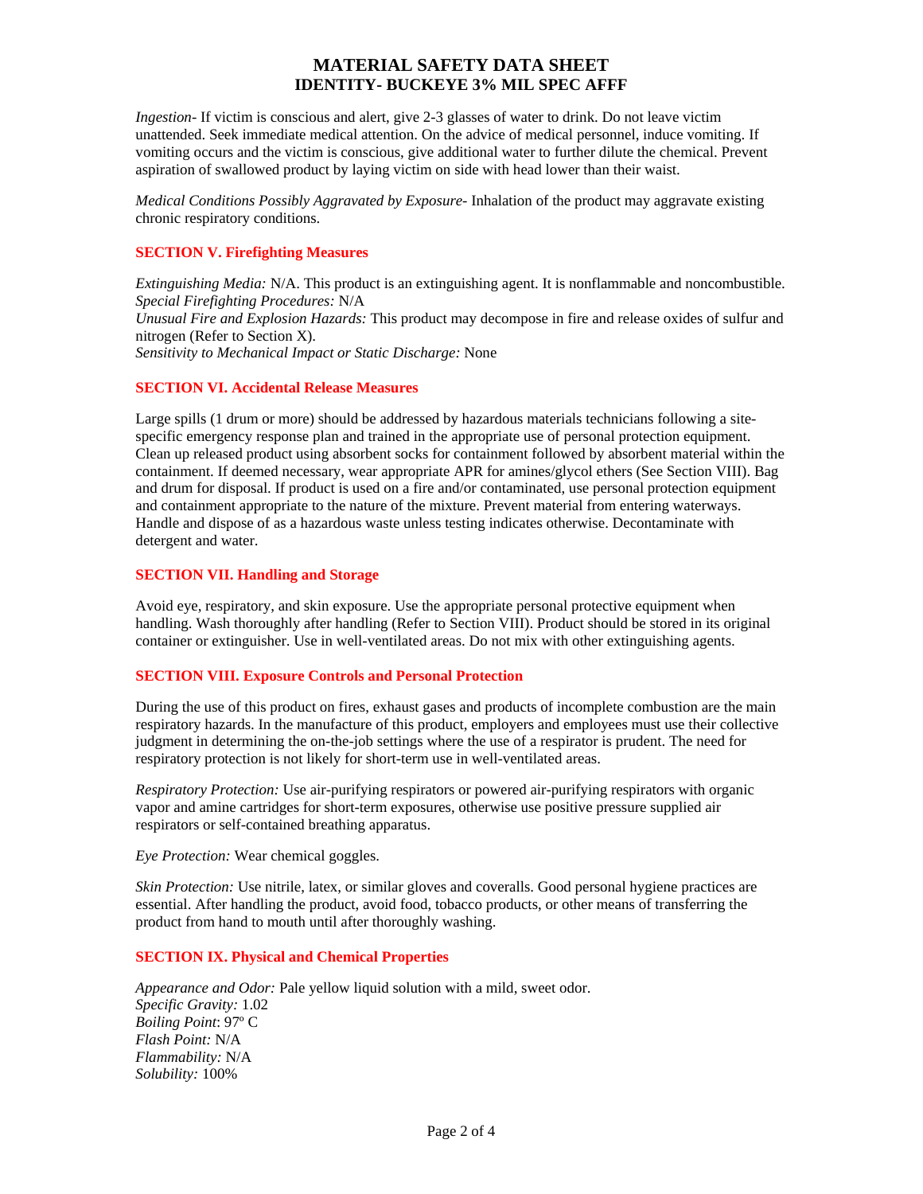*Ingestion*- If victim is conscious and alert, give 2-3 glasses of water to drink. Do not leave victim unattended. Seek immediate medical attention. On the advice of medical personnel, induce vomiting. If vomiting occurs and the victim is conscious, give additional water to further dilute the chemical. Prevent aspiration of swallowed product by laying victim on side with head lower than their waist.

*Medical Conditions Possibly Aggravated by Exposure*- Inhalation of the product may aggravate existing chronic respiratory conditions.

## SECTION V. Firefighting Measures

*Extinguishing Media:* N/A. This product is an extinguishing agent. It is nonflammable and noncombustible.
*Special Firefighting Procedures:* N/A
*Unusual Fire and Explosion Hazards:* This product may decompose in fire and release oxides of sulfur and nitrogen (Refer to Section X).
*Sensitivity to Mechanical Impact or Static Discharge:* None

## SECTION VI. Accidental Release Measures

Large spills (1 drum or more) should be addressed by hazardous materials technicians following a site-specific emergency response plan and trained in the appropriate use of personal protection equipment. Clean up released product using absorbent socks for containment followed by absorbent material within the containment. If deemed necessary, wear appropriate APR for amines/glycol ethers (See Section VIII). Bag and drum for disposal. If product is used on a fire and/or contaminated, use personal protection equipment and containment appropriate to the nature of the mixture. Prevent material from entering waterways. Handle and dispose of as a hazardous waste unless testing indicates otherwise. Decontaminate with detergent and water.

## SECTION VII. Handling and Storage

Avoid eye, respiratory, and skin exposure. Use the appropriate personal protective equipment when handling. Wash thoroughly after handling (Refer to Section VIII). Product should be stored in its original container or extinguisher. Use in well-ventilated areas. Do not mix with other extinguishing agents.

## SECTION VIII. Exposure Controls and Personal Protection

During the use of this product on fires, exhaust gases and products of incomplete combustion are the main respiratory hazards. In the manufacture of this product, employers and employees must use their collective judgment in determining the on-the-job settings where the use of a respirator is prudent. The need for respiratory protection is not likely for short-term use in well-ventilated areas.

*Respiratory Protection:* Use air-purifying respirators or powered air-purifying respirators with organic vapor and amine cartridges for short-term exposures, otherwise use positive pressure supplied air respirators or self-contained breathing apparatus.

*Eye Protection:* Wear chemical goggles.

*Skin Protection:* Use nitrile, latex, or similar gloves and coveralls. Good personal hygiene practices are essential. After handling the product, avoid food, tobacco products, or other means of transferring the product from hand to mouth until after thoroughly washing.

## SECTION IX. Physical and Chemical Properties

*Appearance and Odor:* Pale yellow liquid solution with a mild, sweet odor.
*Specific Gravity:* 1.02
*Boiling Point*: 97º C
*Flash Point:* N/A
*Flammability:* N/A
*Solubility:* 100%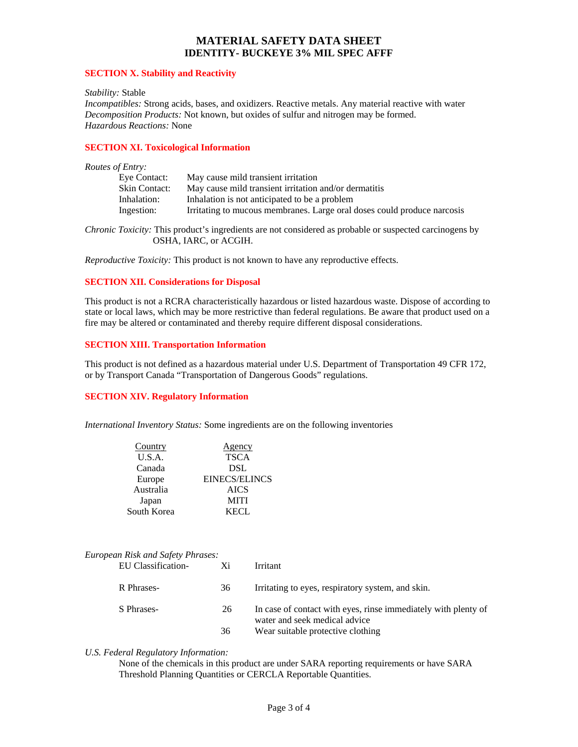# MATERIAL SAFETY DATA SHEET
## IDENTITY- BUCKEYE 3% MIL SPEC AFFF

### SECTION X. Stability and Reactivity

*Stability:* Stable
*Incompatibles:* Strong acids, bases, and oxidizers. Reactive metals. Any material reactive with water
*Decomposition Products:* Not known, but oxides of sulfur and nitrogen may be formed.
*Hazardous Reactions:* None

### SECTION XI. Toxicological Information

*Routes of Entry:*

| | |
|---|---|
| Eye Contact: | May cause mild transient irritation |
| Skin Contact: | May cause mild transient irritation and/or dermatitis |
| Inhalation: | Inhalation is not anticipated to be a problem |
| Ingestion: | Irritating to mucous membranes. Large oral doses could produce narcosis |

*Chronic Toxicity:* This product's ingredients are not considered as probable or suspected carcinogens by OSHA, IARC, or ACGIH.

*Reproductive Toxicity:* This product is not known to have any reproductive effects.

### SECTION XII. Considerations for Disposal

This product is not a RCRA characteristically hazardous or listed hazardous waste. Dispose of according to state or local laws, which may be more restrictive than federal regulations. Be aware that product used on a fire may be altered or contaminated and thereby require different disposal considerations.

### SECTION XIII. Transportation Information

This product is not defined as a hazardous material under U.S. Department of Transportation 49 CFR 172, or by Transport Canada "Transportation of Dangerous Goods" regulations.

### SECTION XIV. Regulatory Information

*International Inventory Status:* Some ingredients are on the following inventories

| Country | Agency |
|---|---|
| U.S.A. | TSCA |
| Canada | DSL |
| Europe | EINECS/ELINCS |
| Australia | AICS |
| Japan | MITI |
| South Korea | KECL |

*European Risk and Safety Phrases:*

| | | |
|---|---|---|
| EU Classification- | Xi | Irritant |
| R Phrases- | 36 | Irritating to eyes, respiratory system, and skin. |
| S Phrases- | 26 | In case of contact with eyes, rinse immediately with plenty of water and seek medical advice |
| | 36 | Wear suitable protective clothing |

*U.S. Federal Regulatory Information:*

None of the chemicals in this product are under SARA reporting requirements or have SARA Threshold Planning Quantities or CERCLA Reportable Quantities.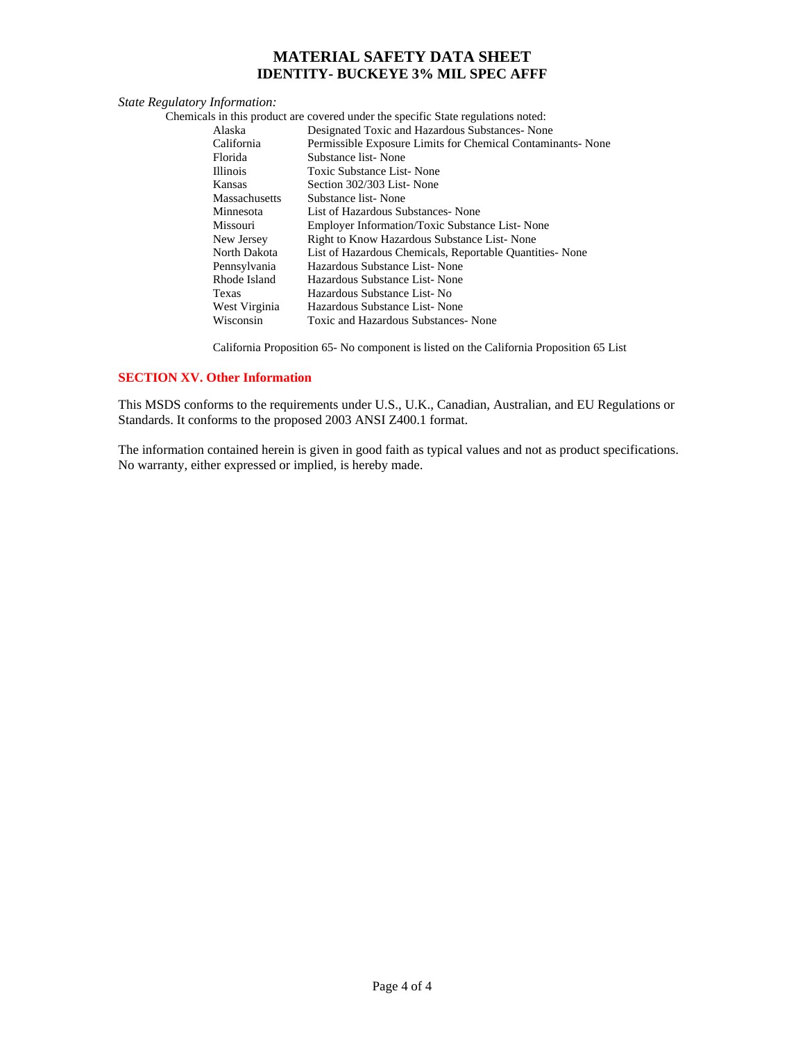# MATERIAL SAFETY DATA SHEET
## IDENTITY- BUCKEYE 3% MIL SPEC AFFF

*State Regulatory Information:*

Chemicals in this product are covered under the specific State regulations noted:

| | |
|---|---|
| Alaska | Designated Toxic and Hazardous Substances- None |
| California | Permissible Exposure Limits for Chemical Contaminants- None |
| Florida | Substance list- None |
| Illinois | Toxic Substance List- None |
| Kansas | Section 302/303 List- None |
| Massachusetts | Substance list- None |
| Minnesota | List of Hazardous Substances- None |
| Missouri | Employer Information/Toxic Substance List- None |
| New Jersey | Right to Know Hazardous Substance List- None |
| North Dakota | List of Hazardous Chemicals, Reportable Quantities- None |
| Pennsylvania | Hazardous Substance List- None |
| Rhode Island | Hazardous Substance List- None |
| Texas | Hazardous Substance List- No |
| West Virginia | Hazardous Substance List- None |
| Wisconsin | Toxic and Hazardous Substances- None |

California Proposition 65- No component is listed on the California Proposition 65 List

### SECTION XV. Other Information

This MSDS conforms to the requirements under U.S., U.K., Canadian, Australian, and EU Regulations or Standards. It conforms to the proposed 2003 ANSI Z400.1 format.

The information contained herein is given in good faith as typical values and not as product specifications. No warranty, either expressed or implied, is hereby made.